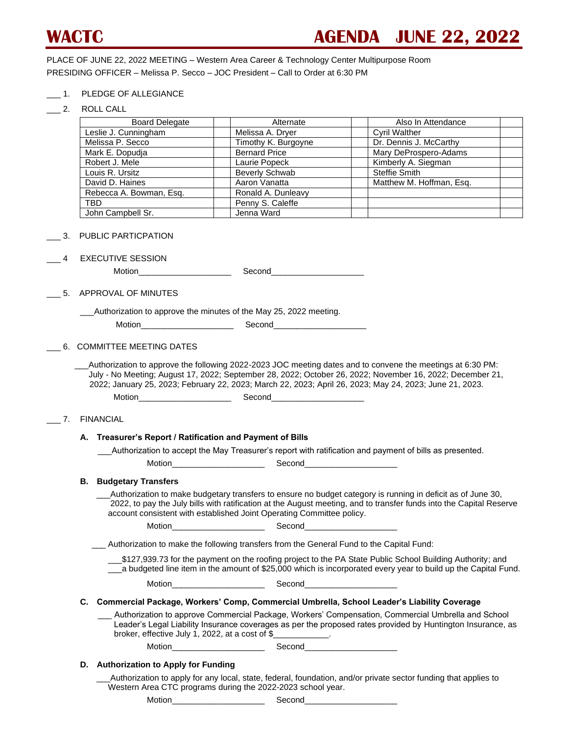# WACTC AGENDA JUNE 22, 2022

PLACE OF JUNE 22, 2022 MEETING – Western Area Career & Technology Center Multipurpose Room
PRESIDING OFFICER – Melissa P. Secco – JOC President – Call to Order at 6:30 PM

___ 1. PLEDGE OF ALLEGIANCE

___ 2. ROLL CALL

| Board Delegate | | Alternate | | Also In Attendance | |
|---|---|---|---|---|---|
| Leslie J. Cunningham | | Melissa A. Dryer | | Cyril Walther | |
| Melissa P. Secco | | Timothy K. Burgoyne | | Dr. Dennis J. McCarthy | |
| Mark E. Dopudja | | Bernard Price | | Mary DeProspero-Adams | |
| Robert J. Mele | | Laurie Popeck | | Kimberly A. Siegman | |
| Louis R. Ursitz | | Beverly Schwab | | Steffie Smith | |
| David D. Haines | | Aaron Vanatta | | Matthew M. Hoffman, Esq. | |
| Rebecca A. Bowman, Esq. | | Ronald A. Dunleavy | | | |
| TBD | | Penny S. Caleffe | | | |
| John Campbell Sr. | | Jenna Ward | | | |

___ 3. PUBLIC PARTCIPATION

___ 4 EXECUTIVE SESSION

Motion____________________ Second____________________

___ 5. APPROVAL OF MINUTES

___Authorization to approve the minutes of the May 25, 2022 meeting.

Motion____________________ Second____________________

___ 6. COMMITTEE MEETING DATES

___Authorization to approve the following 2022-2023 JOC meeting dates and to convene the meetings at 6:30 PM: July - No Meeting; August 17, 2022; September 28, 2022; October 26, 2022; November 16, 2022; December 21, 2022; January 25, 2023; February 22, 2023; March 22, 2023; April 26, 2023; May 24, 2023; June 21, 2023.

Motion____________________ Second____________________

___ 7. FINANCIAL

**A. Treasurer's Report / Ratification and Payment of Bills**

___Authorization to accept the May Treasurer's report with ratification and payment of bills as presented.

Motion____________________ Second____________________

**B. Budgetary Transfers**

___Authorization to make budgetary transfers to ensure no budget category is running in deficit as of June 30, 2022, to pay the July bills with ratification at the August meeting, and to transfer funds into the Capital Reserve account consistent with established Joint Operating Committee policy.

Motion____________________ Second____________________

___ Authorization to make the following transfers from the General Fund to the Capital Fund:

___$127,939.73 for the payment on the roofing project to the PA State Public School Building Authority; and
___a budgeted line item in the amount of $25,000 which is incorporated every year to build up the Capital Fund.

Motion____________________ Second____________________

**C. Commercial Package, Workers' Comp, Commercial Umbrella, School Leader's Liability Coverage**

___ Authorization to approve Commercial Package, Workers' Compensation, Commercial Umbrella and School Leader's Legal Liability Insurance coverages as per the proposed rates provided by Huntington Insurance, as broker, effective July 1, 2022, at a cost of $____________.

Motion____________________ Second____________________

**D. Authorization to Apply for Funding**

___Authorization to apply for any local, state, federal, foundation, and/or private sector funding that applies to Western Area CTC programs during the 2022-2023 school year.

Motion____________________ Second____________________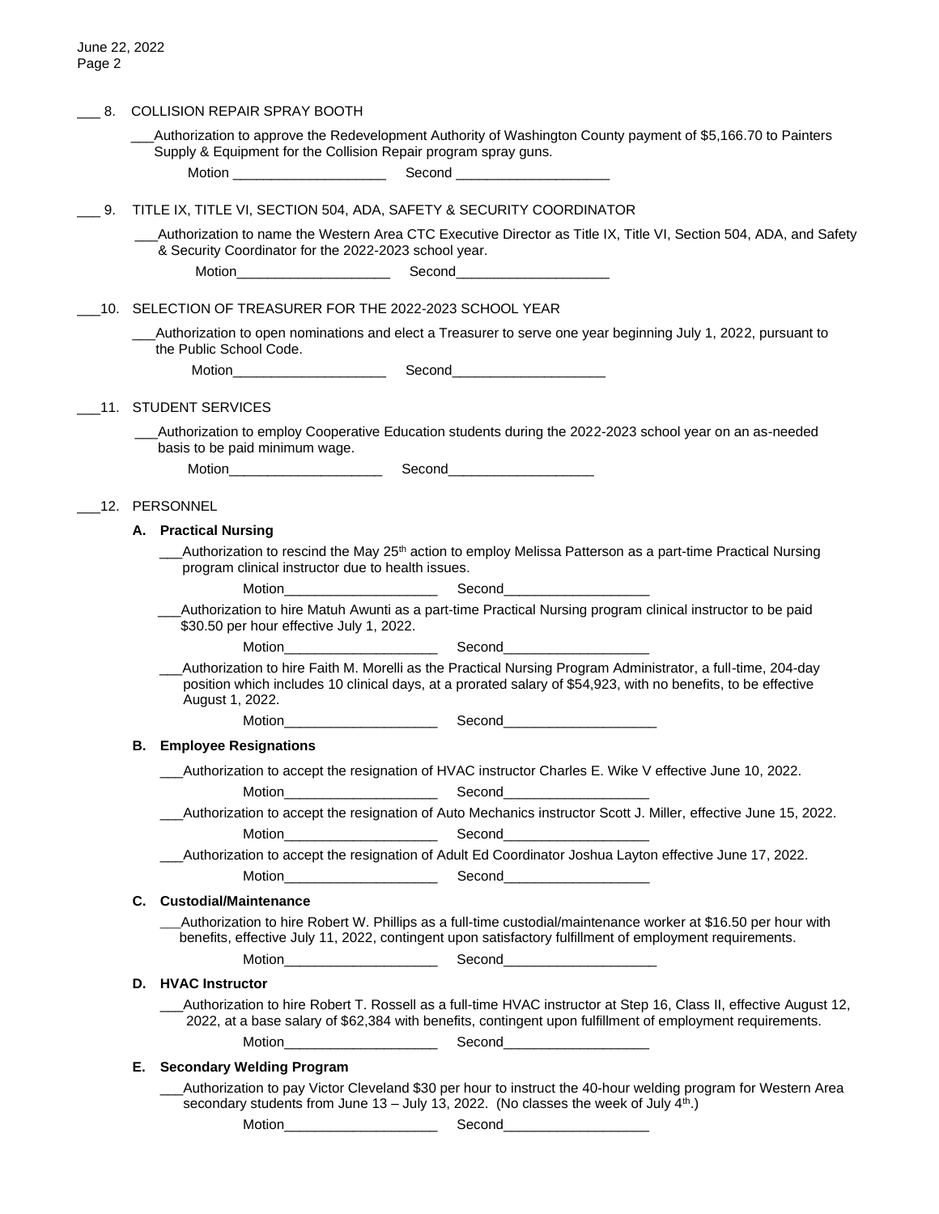___ 8. COLLISION REPAIR SPRAY BOOTH

___Authorization to approve the Redevelopment Authority of Washington County payment of $5,166.70 to Painters Supply & Equipment for the Collision Repair program spray guns.

Motion ____________________ Second ____________________

___ 9. TITLE IX, TITLE VI, SECTION 504, ADA, SAFETY & SECURITY COORDINATOR

___Authorization to name the Western Area CTC Executive Director as Title IX, Title VI, Section 504, ADA, and Safety & Security Coordinator for the 2022-2023 school year.

Motion____________________ Second____________________

___10. SELECTION OF TREASURER FOR THE 2022-2023 SCHOOL YEAR

___Authorization to open nominations and elect a Treasurer to serve one year beginning July 1, 2022, pursuant to the Public School Code.

Motion____________________ Second____________________

___11. STUDENT SERVICES

___Authorization to employ Cooperative Education students during the 2022-2023 school year on an as-needed basis to be paid minimum wage.

Motion____________________ Second___________________

___12. PERSONNEL

**A. Practical Nursing**

___Authorization to rescind the May 25th action to employ Melissa Patterson as a part-time Practical Nursing program clinical instructor due to health issues.

Motion____________________ Second___________________

___Authorization to hire Matuh Awunti as a part-time Practical Nursing program clinical instructor to be paid $30.50 per hour effective July 1, 2022.

Motion____________________ Second___________________

___Authorization to hire Faith M. Morelli as the Practical Nursing Program Administrator, a full-time, 204-day position which includes 10 clinical days, at a prorated salary of $54,923, with no benefits, to be effective August 1, 2022.

Motion____________________ Second____________________

**B. Employee Resignations**

___Authorization to accept the resignation of HVAC instructor Charles E. Wike V effective June 10, 2022.

Motion____________________ Second___________________

___Authorization to accept the resignation of Auto Mechanics instructor Scott J. Miller, effective June 15, 2022.

Motion____________________ Second___________________

___Authorization to accept the resignation of Adult Ed Coordinator Joshua Layton effective June 17, 2022.

Motion____________________ Second___________________

**C. Custodial/Maintenance**

___Authorization to hire Robert W. Phillips as a full-time custodial/maintenance worker at $16.50 per hour with benefits, effective July 11, 2022, contingent upon satisfactory fulfillment of employment requirements.

Motion____________________ Second____________________

**D. HVAC Instructor**

___Authorization to hire Robert T. Rossell as a full-time HVAC instructor at Step 16, Class II, effective August 12, 2022, at a base salary of $62,384 with benefits, contingent upon fulfillment of employment requirements.

Motion____________________ Second___________________

**E. Secondary Welding Program**

___Authorization to pay Victor Cleveland $30 per hour to instruct the 40-hour welding program for Western Area secondary students from June 13 – July 13, 2022. (No classes the week of July 4th.)

Motion____________________ Second___________________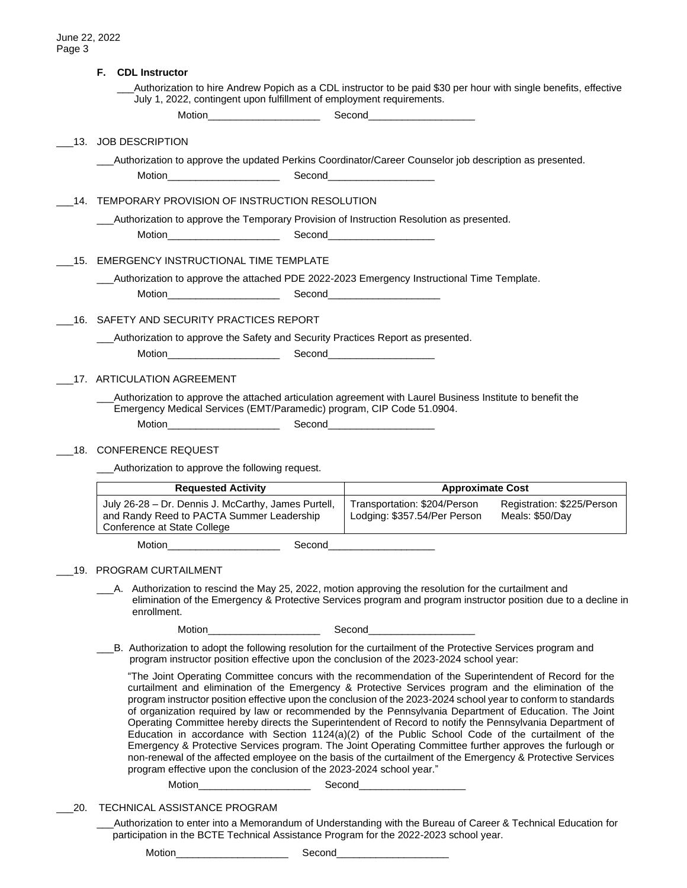**F. CDL Instructor**

___Authorization to hire Andrew Popich as a CDL instructor to be paid $30 per hour with single benefits, effective July 1, 2022, contingent upon fulfillment of employment requirements.

Motion____________________ Second___________________

___13. JOB DESCRIPTION

___Authorization to approve the updated Perkins Coordinator/Career Counselor job description as presented.

Motion____________________ Second___________________

___14. TEMPORARY PROVISION OF INSTRUCTION RESOLUTION

___Authorization to approve the Temporary Provision of Instruction Resolution as presented.

Motion____________________ Second___________________

___15. EMERGENCY INSTRUCTIONAL TIME TEMPLATE

___Authorization to approve the attached PDE 2022-2023 Emergency Instructional Time Template.

Motion____________________ Second____________________

___16. SAFETY AND SECURITY PRACTICES REPORT

___Authorization to approve the Safety and Security Practices Report as presented.

Motion____________________ Second___________________

___17. ARTICULATION AGREEMENT

___Authorization to approve the attached articulation agreement with Laurel Business Institute to benefit the Emergency Medical Services (EMT/Paramedic) program, CIP Code 51.0904.

Motion____________________ Second___________________

___18. CONFERENCE REQUEST

___Authorization to approve the following request.

| Requested Activity | Approximate Cost | |
|---|---|---|
| July 26-28 – Dr. Dennis J. McCarthy, James Purtell, and Randy Reed to PACTA Summer Leadership Conference at State College | Transportation: $204/Person<br>Lodging: $357.54/Per Person | Registration: $225/Person<br>Meals: $50/Day |

Motion____________________ Second___________________

___19. PROGRAM CURTAILMENT

___A. Authorization to rescind the May 25, 2022, motion approving the resolution for the curtailment and elimination of the Emergency & Protective Services program and program instructor position due to a decline in enrollment.

Motion____________________ Second___________________

___B. Authorization to adopt the following resolution for the curtailment of the Protective Services program and program instructor position effective upon the conclusion of the 2023-2024 school year:

"The Joint Operating Committee concurs with the recommendation of the Superintendent of Record for the curtailment and elimination of the Emergency & Protective Services program and the elimination of the program instructor position effective upon the conclusion of the 2023-2024 school year to conform to standards of organization required by law or recommended by the Pennsylvania Department of Education. The Joint Operating Committee hereby directs the Superintendent of Record to notify the Pennsylvania Department of Education in accordance with Section 1124(a)(2) of the Public School Code of the curtailment of the Emergency & Protective Services program. The Joint Operating Committee further approves the furlough or non-renewal of the affected employee on the basis of the curtailment of the Emergency & Protective Services program effective upon the conclusion of the 2023-2024 school year."

Motion____________________ Second___________________

___20. TECHNICAL ASSISTANCE PROGRAM

___Authorization to enter into a Memorandum of Understanding with the Bureau of Career & Technical Education for participation in the BCTE Technical Assistance Program for the 2022-2023 school year.

Motion____________________ Second____________________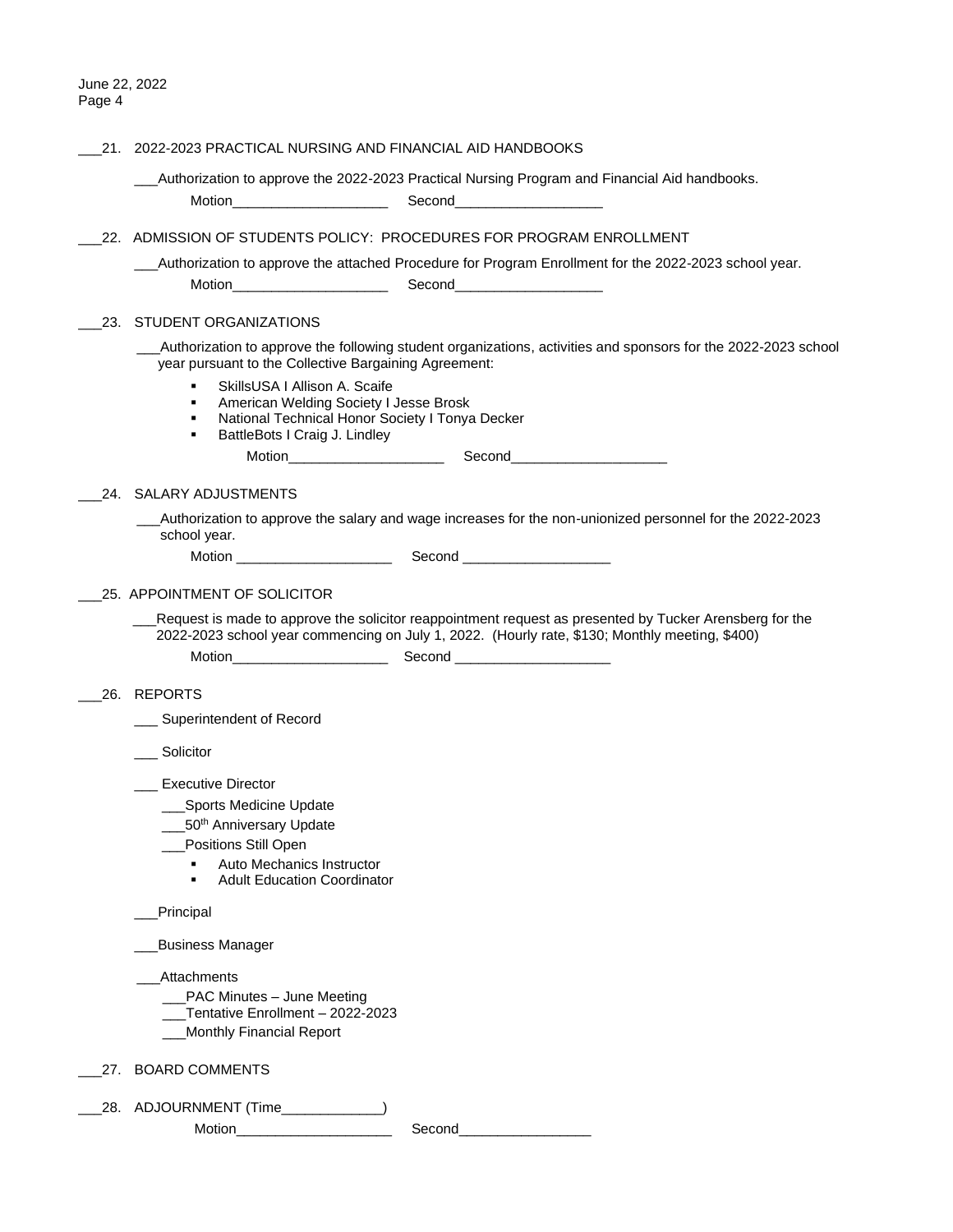___21. 2022-2023 PRACTICAL NURSING AND FINANCIAL AID HANDBOOKS

___Authorization to approve the 2022-2023 Practical Nursing Program and Financial Aid handbooks.

Motion____________________ Second___________________

___22. ADMISSION OF STUDENTS POLICY: PROCEDURES FOR PROGRAM ENROLLMENT

___Authorization to approve the attached Procedure for Program Enrollment for the 2022-2023 school year.

Motion____________________ Second___________________

___23. STUDENT ORGANIZATIONS

___Authorization to approve the following student organizations, activities and sponsors for the 2022-2023 school year pursuant to the Collective Bargaining Agreement:

- SkillsUSA I Allison A. Scaife
- American Welding Society I Jesse Brosk
- National Technical Honor Society I Tonya Decker
- BattleBots I Craig J. Lindley

Motion____________________ Second____________________

___24. SALARY ADJUSTMENTS

___Authorization to approve the salary and wage increases for the non-unionized personnel for the 2022-2023 school year.

Motion ____________________ Second ___________________

___25. APPOINTMENT OF SOLICITOR

___Request is made to approve the solicitor reappointment request as presented by Tucker Arensberg for the 2022-2023 school year commencing on July 1, 2022. (Hourly rate, $130; Monthly meeting, $400)

Motion____________________ Second ____________________

___26. REPORTS

___ Superintendent of Record

___ Solicitor

___ Executive Director

___Sports Medicine Update

___50th Anniversary Update

___Positions Still Open

- Auto Mechanics Instructor
- Adult Education Coordinator

___Principal

___Business Manager

___Attachments

___PAC Minutes – June Meeting

___Tentative Enrollment – 2022-2023

___Monthly Financial Report

___27. BOARD COMMENTS

___28. ADJOURNMENT (Time_____________)

Motion____________________ Second_________________